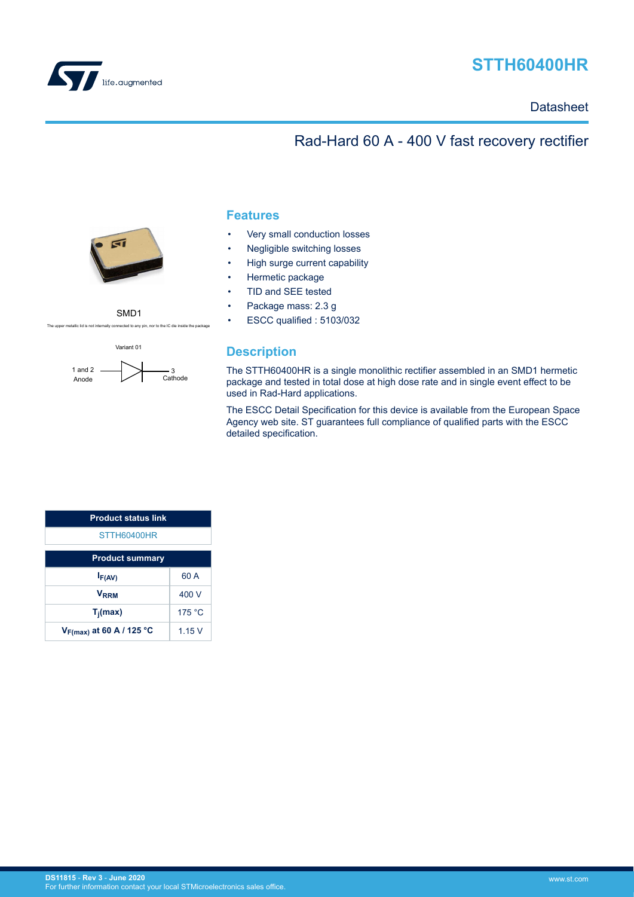# STTH60400HR

Datasheet

## Rad-Hard 60 A - 400 V fast recovery rectifier

SMD1

The upper metallic lid is not internally connected to any pin, nor to the IC die inside the package

Variant 01

1 and 2 Anode — 3 Cathode

## Features

- Very small conduction losses
- Negligible switching losses
- High surge current capability
- Hermetic package
- TID and SEE tested
- Package mass: 2.3 g
- ESCC qualified : 5103/032

## Description

The STTH60400HR is a single monolithic rectifier assembled in an SMD1 hermetic package and tested in total dose at high dose rate and in single event effect to be used in Rad-Hard applications.

The ESCC Detail Specification for this device is available from the European Space Agency web site. ST guarantees full compliance of qualified parts with the ESCC detailed specification.

| Product status link |
| --- |
| STTH60400HR |

| Product summary | |
| --- | --- |
| $I_{F(AV)}$ | 60 A |
| $V_{RRM}$ | 400 V |
| $T_j$(max) | 175 °C |
| $V_{F(max)}$ at 60 A / 125 °C | 1.15 V |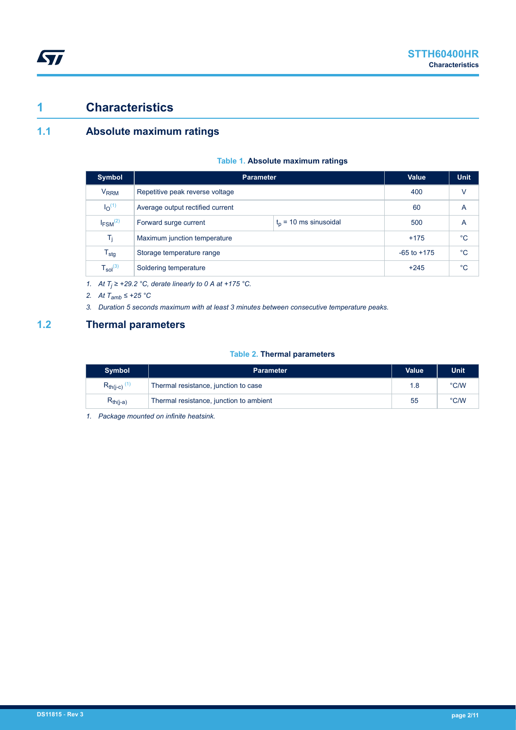# 1 Characteristics

## 1.1 Absolute maximum ratings

**Table 1. Absolute maximum ratings**

| Symbol | Parameter | | Value | Unit |
|---|---|---|---|---|
| $V_{RRM}$ | Repetitive peak reverse voltage | | 400 | V |
| $I_O$ (1) | Average output rectified current | | 60 | A |
| $I_{FSM}$ (2) | Forward surge current | $t_p$ = 10 ms sinusoidal | 500 | A |
| $T_j$ | Maximum junction temperature | | +175 | °C |
| $T_{stg}$ | Storage temperature range | | -65 to +175 | °C |
| $T_{sol}$ (3) | Soldering temperature | | +245 | °C |

1. *At $T_j$ ≥ +29.2 °C, derate linearly to 0 A at +175 °C.*
2. *At $T_{amb}$ ≤ +25 °C*
3. *Duration 5 seconds maximum with at least 3 minutes between consecutive temperature peaks.*

## 1.2 Thermal parameters

**Table 2. Thermal parameters**

| Symbol | Parameter | Value | Unit |
|---|---|---|---|
| $R_{th(j-c)}$ (1) | Thermal resistance, junction to case | 1.8 | °C/W |
| $R_{th(j-a)}$ | Thermal resistance, junction to ambient | 55 | °C/W |

1. *Package mounted on infinite heatsink.*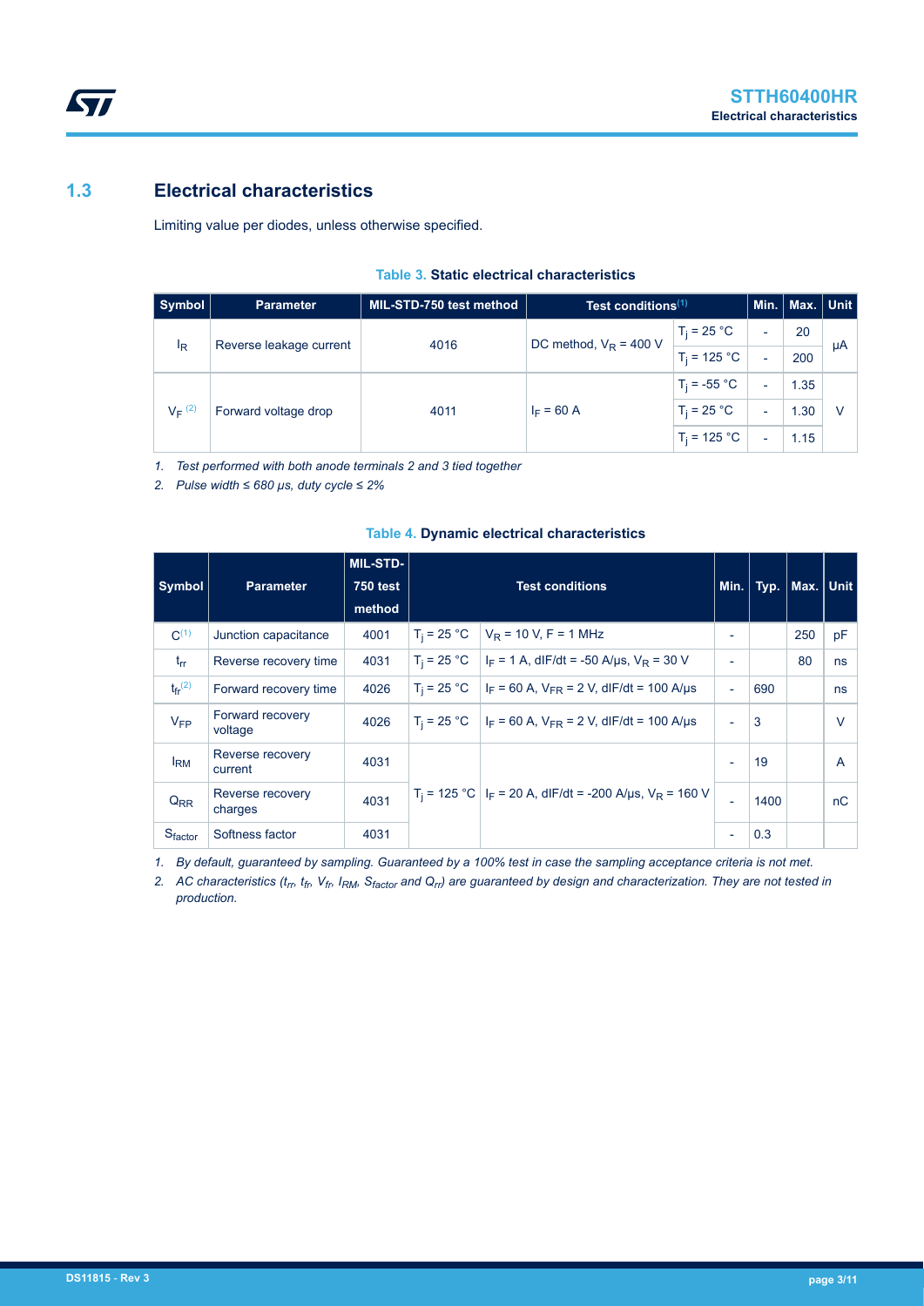## 1.3 Electrical characteristics

Limiting value per diodes, unless otherwise specified.

**Table 3. Static electrical characteristics**

| Symbol | Parameter | MIL-STD-750 test method | Test conditions[1] | | Min. | Max. | Unit |
|---|---|---|---|---|---|---|---|
| $I_R$ | Reverse leakage current | 4016 | DC method, $V_R$ = 400 V | $T_j$ = 25 °C | - | 20 | µA |
| | | | | $T_j$ = 125 °C | - | 200 | |
| $V_F$ [2] | Forward voltage drop | 4011 | $I_F$ = 60 A | $T_j$ = -55 °C | - | 1.35 | V |
| | | | | $T_j$ = 25 °C | - | 1.30 | |
| | | | | $T_j$ = 125 °C | - | 1.15 | |

1. *Test performed with both anode terminals 2 and 3 tied together*
2. *Pulse width ≤ 680 µs, duty cycle ≤ 2%*

**Table 4. Dynamic electrical characteristics**

| Symbol | Parameter | MIL-STD-750 test method | Test conditions | | Min. | Typ. | Max. | Unit |
|---|---|---|---|---|---|---|---|---|
| C[1] | Junction capacitance | 4001 | $T_j$ = 25 °C | $V_R$ = 10 V, F = 1 MHz | - | | 250 | pF |
| $t_{rr}$ | Reverse recovery time | 4031 | $T_j$ = 25 °C | $I_F$ = 1 A, dIF/dt = -50 A/µs, $V_R$ = 30 V | - | | 80 | ns |
| $t_{fr}$[2] | Forward recovery time | 4026 | $T_j$ = 25 °C | $I_F$ = 60 A, $V_{FR}$ = 2 V, dIF/dt = 100 A/µs | - | 690 | | ns |
| $V_{FP}$ | Forward recovery voltage | 4026 | $T_j$ = 25 °C | $I_F$ = 60 A, $V_{FR}$ = 2 V, dIF/dt = 100 A/µs | - | 3 | | V |
| $I_{RM}$ | Reverse recovery current | 4031 | $T_j$ = 125 °C | $I_F$ = 20 A, dIF/dt = -200 A/µs, $V_R$ = 160 V | - | 19 | | A |
| $Q_{RR}$ | Reverse recovery charges | 4031 | | | - | 1400 | | nC |
| $S_{factor}$ | Softness factor | 4031 | | | - | 0.3 | | |

1. *By default, guaranteed by sampling. Guaranteed by a 100% test in case the sampling acceptance criteria is not met.*
2. *AC characteristics ($t_{rr}$, $t_{fr}$, $V_{fr}$, $I_{RM}$, $S_{factor}$ and $Q_{rr}$) are guaranteed by design and characterization. They are not tested in production.*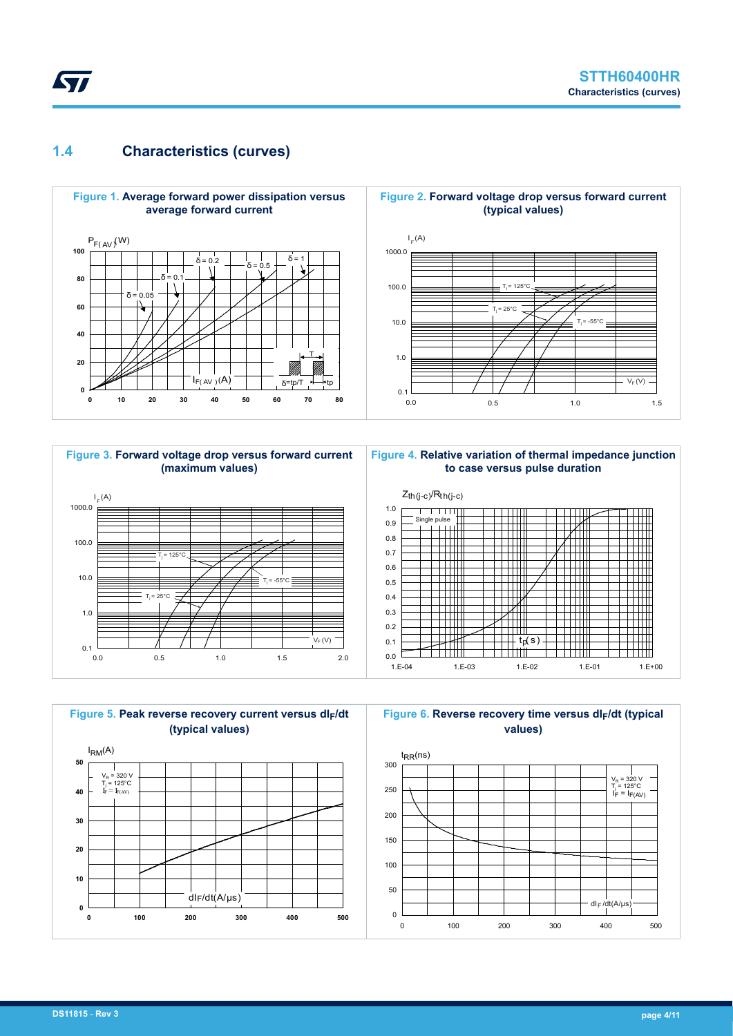## 1.4 Characteristics (curves)

**Figure 1.** Average forward power dissipation versus average forward current

**Figure 2.** Forward voltage drop versus forward current (typical values)

**Figure 3.** Forward voltage drop versus forward current (maximum values)

**Figure 4.** Relative variation of thermal impedance junction to case versus pulse duration

**Figure 5.** Peak reverse recovery current versus $dI_F/dt$ (typical values)

**Figure 6.** Reverse recovery time versus $dI_F/dt$ (typical values)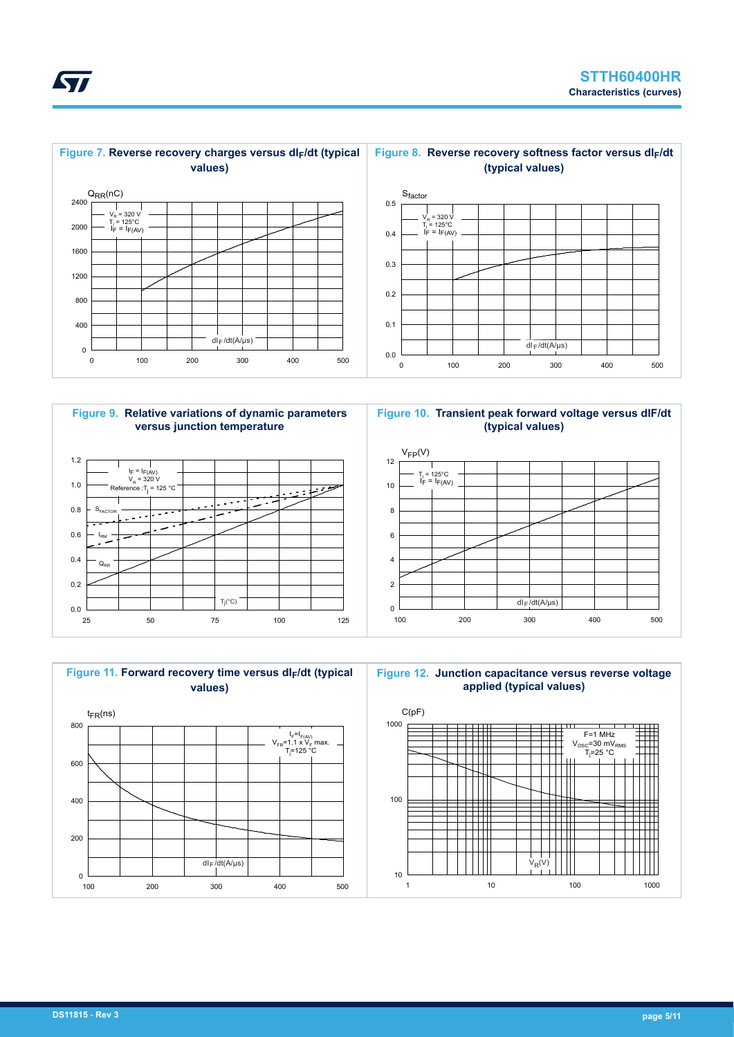**Figure 7. Reverse recovery charges versus $dI_F/dt$ (typical values)**

**Figure 8. Reverse recovery softness factor versus $dI_F/dt$ (typical values)**

**Figure 9. Relative variations of dynamic parameters versus junction temperature**

**Figure 10. Transient peak forward voltage versus dIF/dt (typical values)**

**Figure 11. Forward recovery time versus $dI_F/dt$ (typical values)**

**Figure 12. Junction capacitance versus reverse voltage applied (typical values)**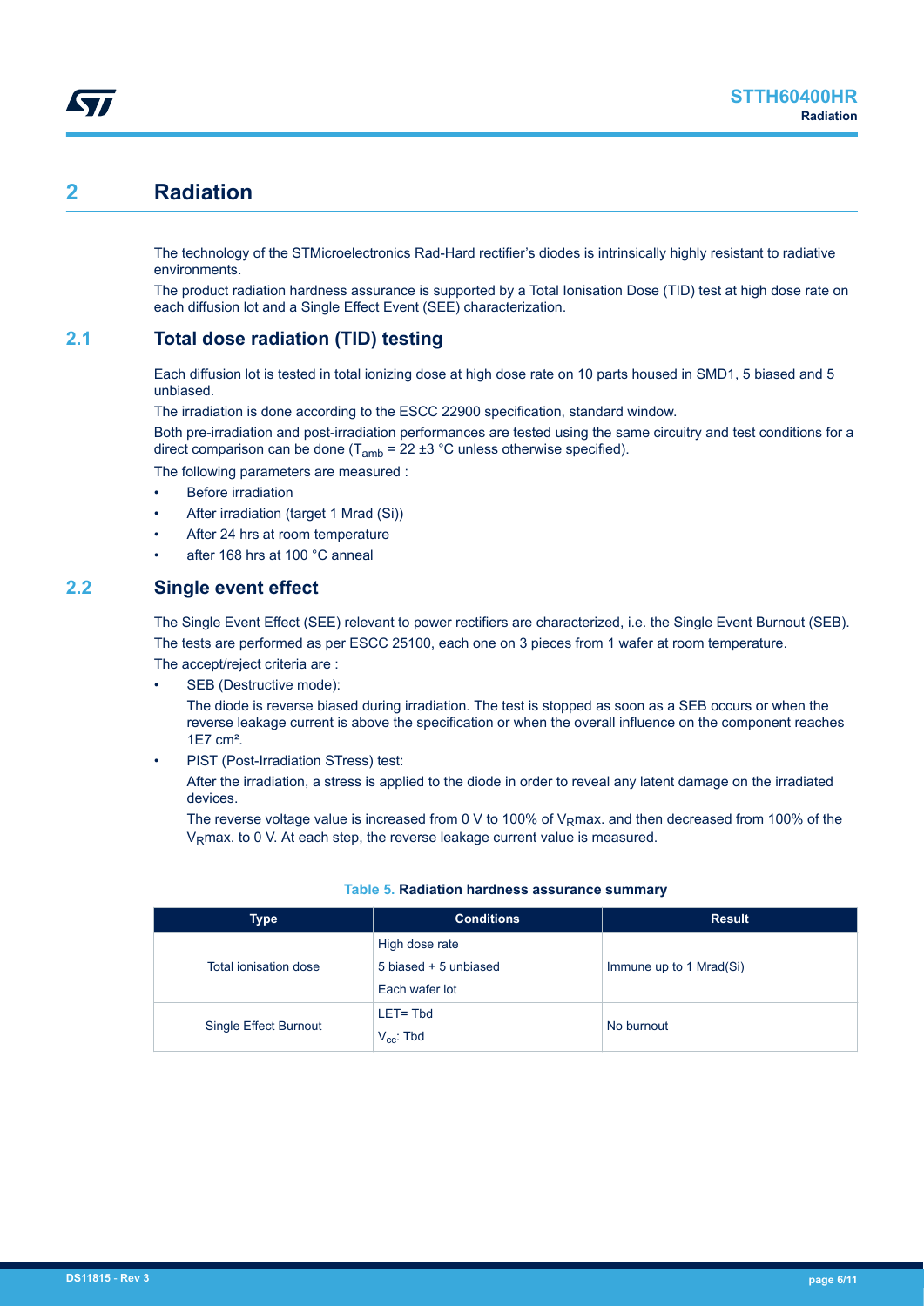# 2 Radiation

The technology of the STMicroelectronics Rad-Hard rectifier's diodes is intrinsically highly resistant to radiative environments.

The product radiation hardness assurance is supported by a Total Ionisation Dose (TID) test at high dose rate on each diffusion lot and a Single Effect Event (SEE) characterization.

## 2.1 Total dose radiation (TID) testing

Each diffusion lot is tested in total ionizing dose at high dose rate on 10 parts housed in SMD1, 5 biased and 5 unbiased.

The irradiation is done according to the ESCC 22900 specification, standard window.

Both pre-irradiation and post-irradiation performances are tested using the same circuitry and test conditions for a direct comparison can be done ($T_{amb}$ = 22 ±3 °C unless otherwise specified).

The following parameters are measured :

- Before irradiation
- After irradiation (target 1 Mrad (Si))
- After 24 hrs at room temperature
- after 168 hrs at 100 °C anneal

## 2.2 Single event effect

The Single Event Effect (SEE) relevant to power rectifiers are characterized, i.e. the Single Event Burnout (SEB).

The tests are performed as per ESCC 25100, each one on 3 pieces from 1 wafer at room temperature.

The accept/reject criteria are :

- SEB (Destructive mode):

  The diode is reverse biased during irradiation. The test is stopped as soon as a SEB occurs or when the reverse leakage current is above the specification or when the overall influence on the component reaches 1E7 cm².
- PIST (Post-Irradiation STress) test:

  After the irradiation, a stress is applied to the diode in order to reveal any latent damage on the irradiated devices.

  The reverse voltage value is increased from 0 V to 100% of $V_R$max. and then decreased from 100% of the $V_R$max. to 0 V. At each step, the reverse leakage current value is measured.

**Table 5. Radiation hardness assurance summary**

| Type | Conditions | Result |
|---|---|---|
| Total ionisation dose | High dose rate<br>5 biased + 5 unbiased<br>Each wafer lot | Immune up to 1 Mrad(Si) |
| Single Effect Burnout | LET= Tbd<br>$V_{cc}$: Tbd | No burnout |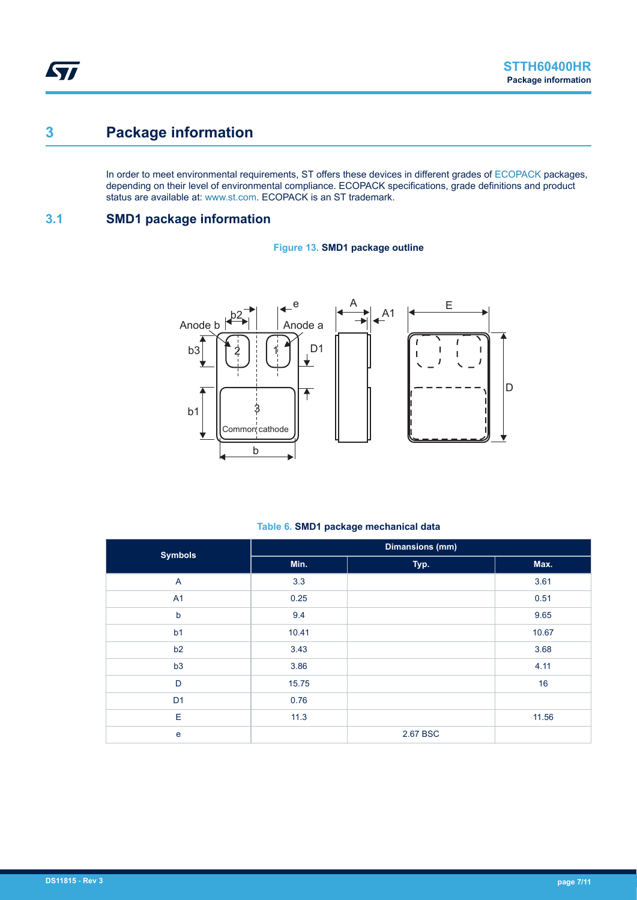# 3 Package information

In order to meet environmental requirements, ST offers these devices in different grades of ECOPACK packages, depending on their level of environmental compliance. ECOPACK specifications, grade definitions and product status are available at: www.st.com. ECOPACK is an ST trademark.

## 3.1 SMD1 package information

**Figure 13. SMD1 package outline**

**Table 6. SMD1 package mechanical data**

| Symbols | Dimensions (mm) | | |
|---|---|---|---|
| | Min. | Typ. | Max. |
| A | 3.3 | | 3.61 |
| A1 | 0.25 | | 0.51 |
| b | 9.4 | | 9.65 |
| b1 | 10.41 | | 10.67 |
| b2 | 3.43 | | 3.68 |
| b3 | 3.86 | | 4.11 |
| D | 15.75 | | 16 |
| D1 | 0.76 | | |
| E | 11.3 | | 11.56 |
| e | | 2.67 BSC | |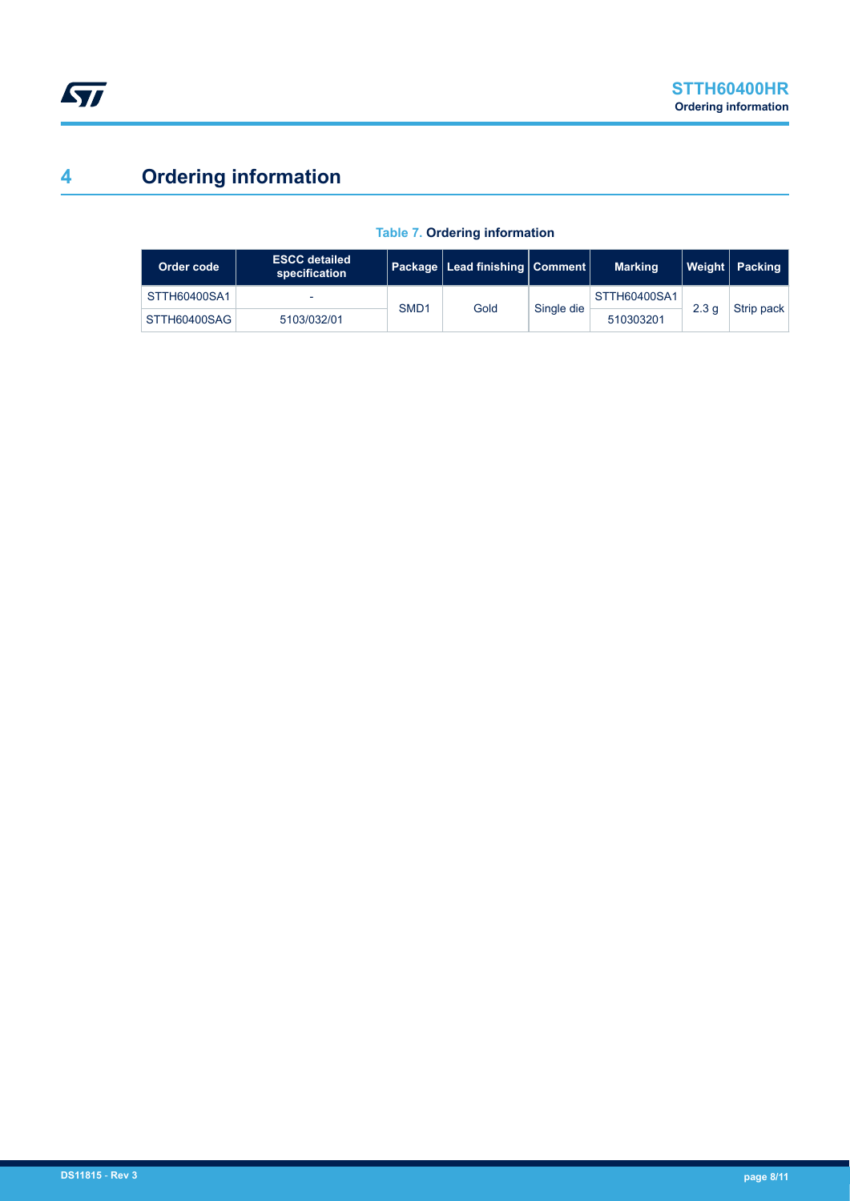# 4 Ordering information

**Table 7. Ordering information**

| Order code | ESCC detailed specification | Package | Lead finishing | Comment | Marking | Weight | Packing |
|---|---|---|---|---|---|---|---|
| STTH60400SA1 | - | SMD1 | Gold | Single die | STTH60400SA1 | 2.3 g | Strip pack |
| STTH60400SAG | 5103/032/01 | | | | 510303201 | | |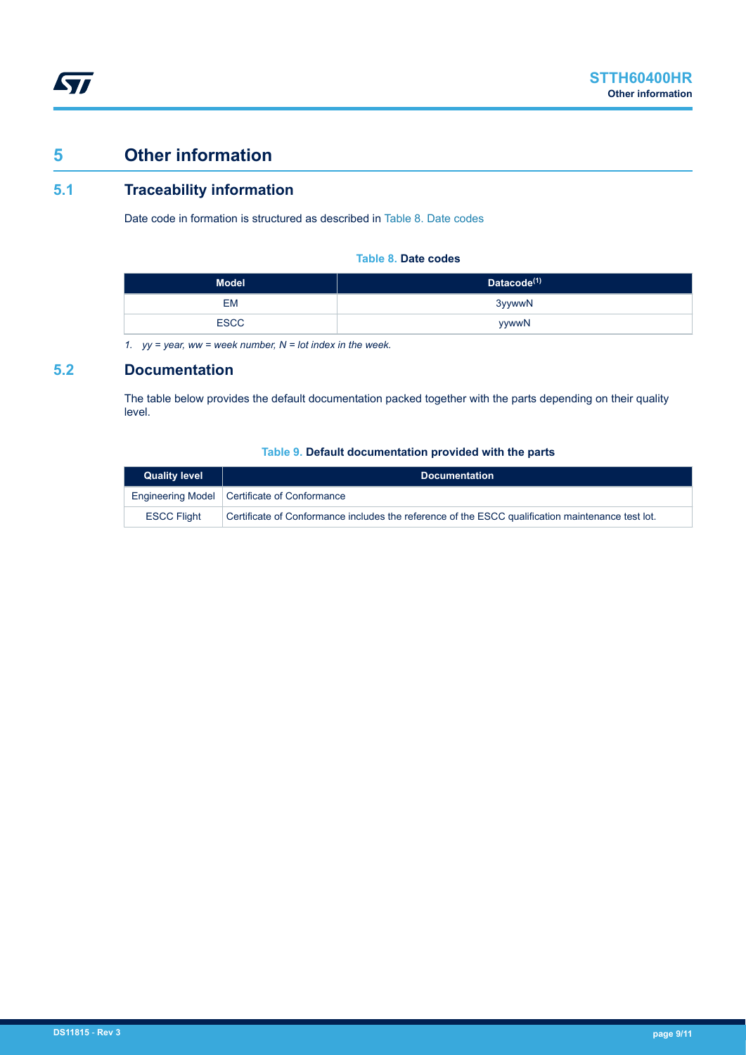# 5 Other information

## 5.1 Traceability information

Date code in formation is structured as described in Table 8. Date codes

**Table 8. Date codes**

| Model | Datacode[1] |
|---|---|
| EM | 3yywwN |
| ESCC | yywwN |

*1. yy = year, ww = week number, N = lot index in the week.*

## 5.2 Documentation

The table below provides the default documentation packed together with the parts depending on their quality level.

**Table 9. Default documentation provided with the parts**

| Quality level | Documentation |
|---|---|
| Engineering Model | Certificate of Conformance |
| ESCC Flight | Certificate of Conformance includes the reference of the ESCC qualification maintenance test lot. |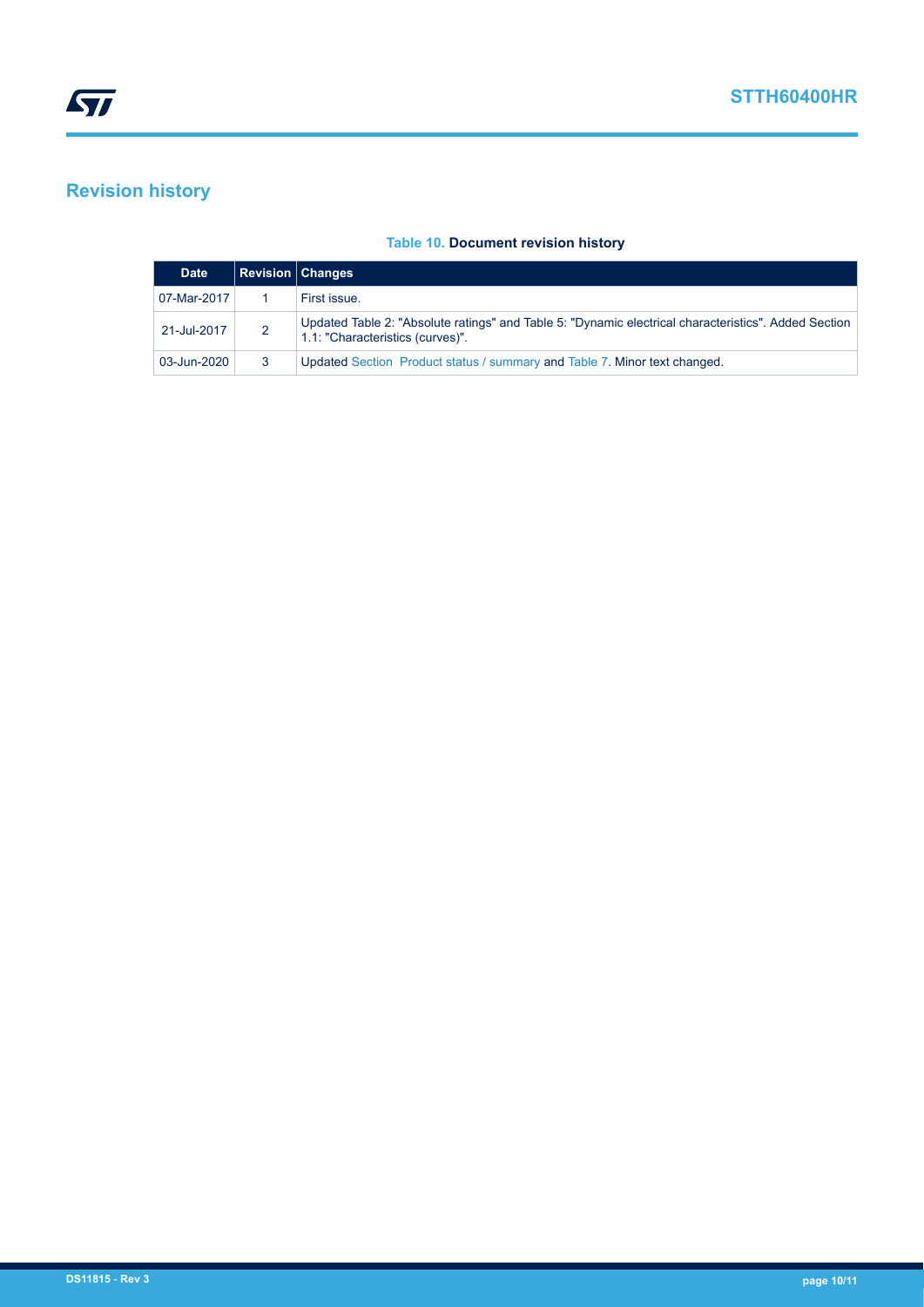## Revision history

**Table 10. Document revision history**

| Date | Revision | Changes |
| --- | --- | --- |
| 07-Mar-2017 | 1 | First issue. |
| 21-Jul-2017 | 2 | Updated Table 2: "Absolute ratings" and Table 5: "Dynamic electrical characteristics". Added Section 1.1: "Characteristics (curves)". |
| 03-Jun-2020 | 3 | Updated Section Product status / summary and Table 7. Minor text changed. |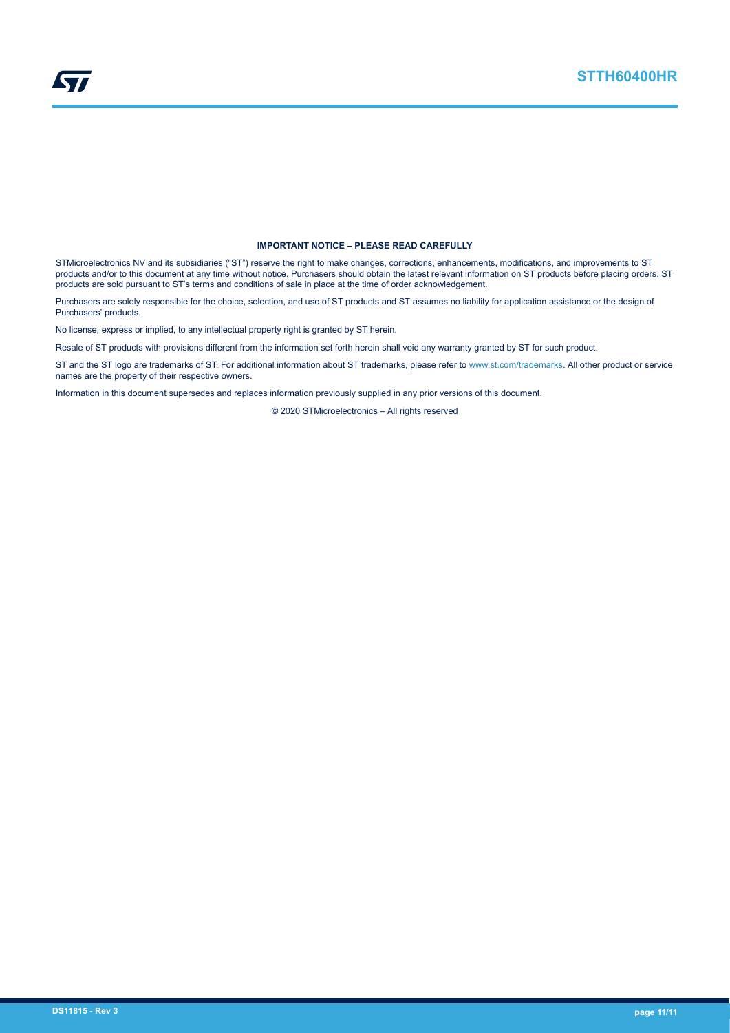**IMPORTANT NOTICE – PLEASE READ CAREFULLY**

STMicroelectronics NV and its subsidiaries ("ST") reserve the right to make changes, corrections, enhancements, modifications, and improvements to ST products and/or to this document at any time without notice. Purchasers should obtain the latest relevant information on ST products before placing orders. ST products are sold pursuant to ST's terms and conditions of sale in place at the time of order acknowledgement.

Purchasers are solely responsible for the choice, selection, and use of ST products and ST assumes no liability for application assistance or the design of Purchasers' products.

No license, express or implied, to any intellectual property right is granted by ST herein.

Resale of ST products with provisions different from the information set forth herein shall void any warranty granted by ST for such product.

ST and the ST logo are trademarks of ST. For additional information about ST trademarks, please refer to www.st.com/trademarks. All other product or service names are the property of their respective owners.

Information in this document supersedes and replaces information previously supplied in any prior versions of this document.

© 2020 STMicroelectronics – All rights reserved